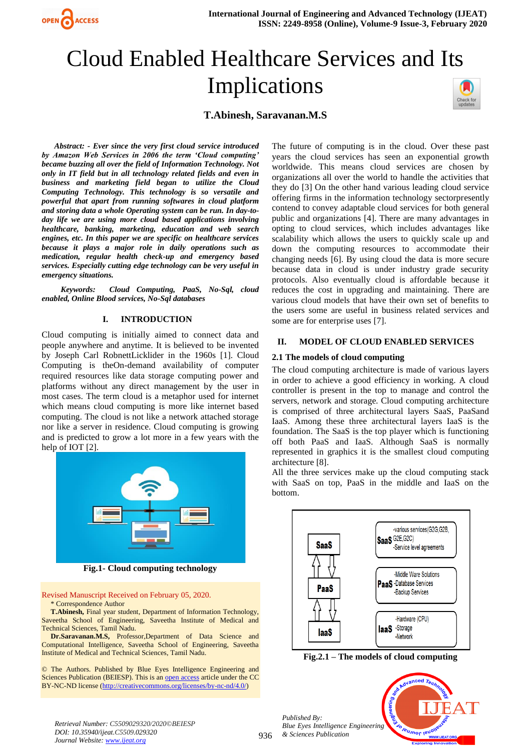# Cloud Enabled Healthcare Services and Its Implications

**T.Abinesh, Saravanan.M.S**

***Abstract: - Ever since the very first cloud service introduced by Amazon Web Services in 2006 the term 'Cloud computing' became buzzing all over the field of Information Technology. Not only in IT field but in all technology related fields and even in business and marketing field began to utilize the Cloud Computing Technology. This technology is so versatile and powerful that apart from running softwares in cloud platform and storing data a whole Operating system can be run. In day-to-day life we are using more cloud based applications involving healthcare, banking, marketing, education and web search engines, etc. In this paper we are specific on healthcare services because it plays a major role in daily operations such as medication, regular health check-up and emergency based services. Especially cutting edge technology can be very useful in emergency situations.***

***Keywords: Cloud Computing, PaaS, No-Sql, cloud enabled, Online Blood services, No-Sql databases***

## I. INTRODUCTION

Cloud computing is initially aimed to connect data and people anywhere and anytime. It is believed to be invented by Joseph Carl RobnettLicklider in the 1960s [1]. Cloud Computing is theOn-demand availability of computer required resources like data storage computing power and platforms without any direct management by the user in most cases. The term cloud is a metaphor used for internet which means cloud computing is more like internet based computing. The cloud is not like a network attached storage nor like a server in residence. Cloud computing is growing and is predicted to grow a lot more in a few years with the help of IOT [2].

**Fig.1- Cloud computing technology**

Revised Manuscript Received on February 05, 2020.

\* Correspondence Author

**T.Abinesh,** Final year student, Department of Information Technology, Saveetha School of Engineering, Saveetha Institute of Medical and Technical Sciences, Tamil Nadu.

**Dr.Saravanan.M.S,** Professor,Department of Data Science and Computational Intelligence, Saveetha School of Engineering, Saveetha Institute of Medical and Technical Sciences, Tamil Nadu.

© The Authors. Published by Blue Eyes Intelligence Engineering and Sciences Publication (BEIESP). This is an open access article under the CC BY-NC-ND license (http://creativecommons.org/licenses/by-nc-nd/4.0/)

The future of computing is in the cloud. Over these past years the cloud services has seen an exponential growth worldwide. This means cloud services are chosen by organizations all over the world to handle the activities that they do [3] On the other hand various leading cloud service offering firms in the information technology sectorpresently contend to convey adaptable cloud services for both general public and organizations [4]. There are many advantages in opting to cloud services, which includes advantages like scalability which allows the users to quickly scale up and down the computing resources to accommodate their changing needs [6]. By using cloud the data is more secure because data in cloud is under industry grade security protocols. Also eventually cloud is affordable because it reduces the cost in upgrading and maintaining. There are various cloud models that have their own set of benefits to the users some are useful in business related services and some are for enterprise uses [7].

## II. MODEL OF CLOUD ENABLED SERVICES

### 2.1 The models of cloud computing

The cloud computing architecture is made of various layers in order to achieve a good efficiency in working. A cloud controller is present in the top to manage and control the servers, network and storage. Cloud computing architecture is comprised of three architectural layers SaaS, PaaSand IaaS. Among these three architectural layers IaaS is the foundation. The SaaS is the top player which is functioning off both PaaS and IaaS. Although SaaS is normally represented in graphics it is the smallest cloud computing architecture [8].

All the three services make up the cloud computing stack with SaaS on top, PaaS in the middle and IaaS on the bottom.

| | |
|---|---|
| SaaS | SaaS -various services(G2G,G2B, G2E,G2C) -Service level agreements |
| PaaS | PaaS -Middle Ware Solutions -Database Services -Backup Services |
| IaaS | IaaS -Hardware (CPU) -Storage -Network |

**Fig.2.1 – The models of cloud computing**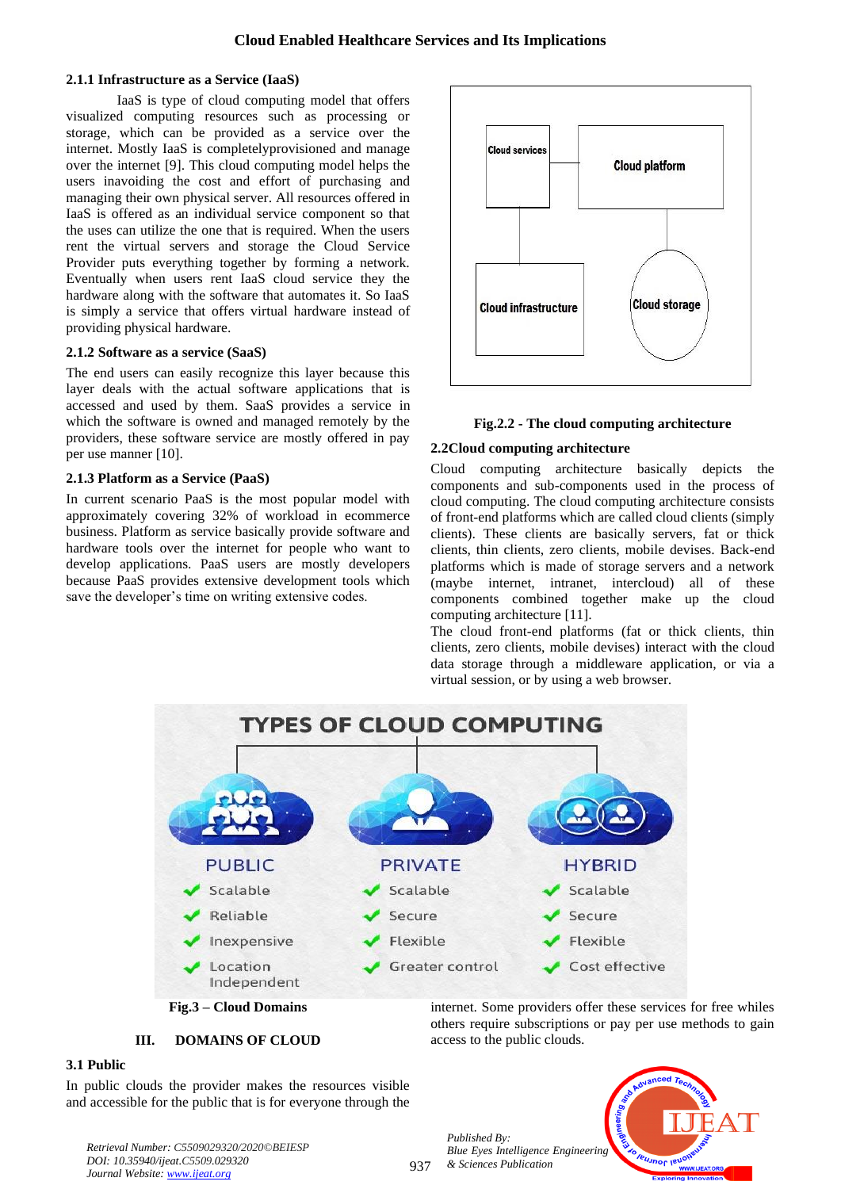### 2.1.1 Infrastructure as a Service (IaaS)

IaaS is type of cloud computing model that offers visualized computing resources such as processing or storage, which can be provided as a service over the internet. Mostly IaaS is completelyprovisioned and manage over the internet [9]. This cloud computing model helps the users inavoiding the cost and effort of purchasing and managing their own physical server. All resources offered in IaaS is offered as an individual service component so that the uses can utilize the one that is required. When the users rent the virtual servers and storage the Cloud Service Provider puts everything together by forming a network. Eventually when users rent IaaS cloud service they the hardware along with the software that automates it. So IaaS is simply a service that offers virtual hardware instead of providing physical hardware.

### 2.1.2 Software as a service (SaaS)

The end users can easily recognize this layer because this layer deals with the actual software applications that is accessed and used by them. SaaS provides a service in which the software is owned and managed remotely by the providers, these software service are mostly offered in pay per use manner [10].

### 2.1.3 Platform as a Service (PaaS)

In current scenario PaaS is the most popular model with approximately covering 32% of workload in ecommerce business. Platform as service basically provide software and hardware tools over the internet for people who want to develop applications. PaaS users are mostly developers because PaaS provides extensive development tools which save the developer's time on writing extensive codes.

**Fig.2.2 - The cloud computing architecture**

### 2.2Cloud computing architecture

Cloud computing architecture basically depicts the components and sub-components used in the process of cloud computing. The cloud computing architecture consists of front-end platforms which are called cloud clients (simply clients). These clients are basically servers, fat or thick clients, thin clients, zero clients, mobile devises. Back-end platforms which is made of storage servers and a network (maybe internet, intranet, intercloud) all of these components combined together make up the cloud computing architecture [11].

The cloud front-end platforms (fat or thick clients, thin clients, zero clients, mobile devises) interact with the cloud data storage through a middleware application, or via a virtual session, or by using a web browser.

**Fig.3 – Cloud Domains**

## III. DOMAINS OF CLOUD

### 3.1 Public

In public clouds the provider makes the resources visible and accessible for the public that is for everyone through the internet. Some providers offer these services for free whiles others require subscriptions or pay per use methods to gain access to the public clouds.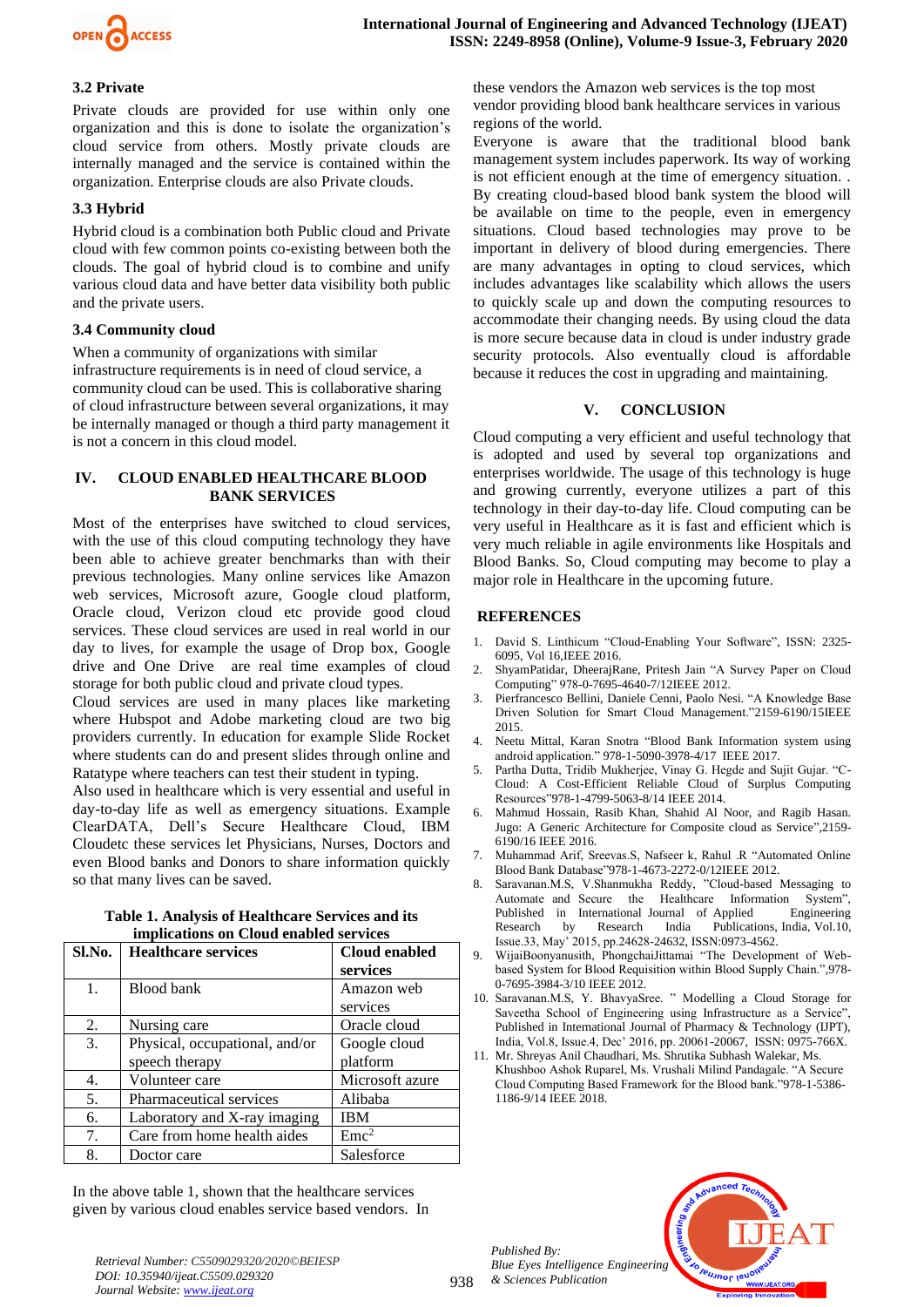### 3.2 Private

Private clouds are provided for use within only one organization and this is done to isolate the organization's cloud service from others. Mostly private clouds are internally managed and the service is contained within the organization. Enterprise clouds are also Private clouds.

### 3.3 Hybrid

Hybrid cloud is a combination both Public cloud and Private cloud with few common points co-existing between both the clouds. The goal of hybrid cloud is to combine and unify various cloud data and have better data visibility both public and the private users.

### 3.4 Community cloud

When a community of organizations with similar infrastructure requirements is in need of cloud service, a community cloud can be used. This is collaborative sharing of cloud infrastructure between several organizations, it may be internally managed or though a third party management it is not a concern in this cloud model.

## IV. CLOUD ENABLED HEALTHCARE BLOOD BANK SERVICES

Most of the enterprises have switched to cloud services, with the use of this cloud computing technology they have been able to achieve greater benchmarks than with their previous technologies. Many online services like Amazon web services, Microsoft azure, Google cloud platform, Oracle cloud, Verizon cloud etc provide good cloud services. These cloud services are used in real world in our day to lives, for example the usage of Drop box, Google drive and One Drive are real time examples of cloud storage for both public cloud and private cloud types.

Cloud services are used in many places like marketing where Hubspot and Adobe marketing cloud are two big providers currently. In education for example Slide Rocket where students can do and present slides through online and Ratatype where teachers can test their student in typing.

Also used in healthcare which is very essential and useful in day-to-day life as well as emergency situations. Example ClearDATA, Dell's Secure Healthcare Cloud, IBM Cloudetc these services let Physicians, Nurses, Doctors and even Blood banks and Donors to share information quickly so that many lives can be saved.

**Table 1. Analysis of Healthcare Services and its implications on Cloud enabled services**

| Sl.No. | Healthcare services | Cloud enabled services |
|---|---|---|
| 1. | Blood bank | Amazon web services |
| 2. | Nursing care | Oracle cloud |
| 3. | Physical, occupational, and/or speech therapy | Google cloud platform |
| 4. | Volunteer care | Microsoft azure |
| 5. | Pharmaceutical services | Alibaba |
| 6. | Laboratory and X-ray imaging | IBM |
| 7. | Care from home health aides | $Emc^2$ |
| 8. | Doctor care | Salesforce |

In the above table 1, shown that the healthcare services given by various cloud enables service based vendors. In these vendors the Amazon web services is the top most vendor providing blood bank healthcare services in various regions of the world.

Everyone is aware that the traditional blood bank management system includes paperwork. Its way of working is not efficient enough at the time of emergency situation. . By creating cloud-based blood bank system the blood will be available on time to the people, even in emergency situations. Cloud based technologies may prove to be important in delivery of blood during emergencies. There are many advantages in opting to cloud services, which includes advantages like scalability which allows the users to quickly scale up and down the computing resources to accommodate their changing needs. By using cloud the data is more secure because data in cloud is under industry grade security protocols. Also eventually cloud is affordable because it reduces the cost in upgrading and maintaining.

## V. CONCLUSION

Cloud computing a very efficient and useful technology that is adopted and used by several top organizations and enterprises worldwide. The usage of this technology is huge and growing currently, everyone utilizes a part of this technology in their day-to-day life. Cloud computing can be very useful in Healthcare as it is fast and efficient which is very much reliable in agile environments like Hospitals and Blood Banks. So, Cloud computing may become to play a major role in Healthcare in the upcoming future.

## REFERENCES

1. David S. Linthicum "Cloud-Enabling Your Software", ISSN: 2325-6095, Vol 16,IEEE 2016.
2. ShyamPatidar, DheerajRane, Pritesh Jain "A Survey Paper on Cloud Computing" 978-0-7695-4640-7/12IEEE 2012.
3. Pierfrancesco Bellini, Daniele Cenni, Paolo Nesi. "A Knowledge Base Driven Solution for Smart Cloud Management."2159-6190/15IEEE 2015.
4. Neetu Mittal, Karan Snotra "Blood Bank Information system using android application." 978-1-5090-3978-4/17 IEEE 2017.
5. Partha Dutta, Tridib Mukherjee, Vinay G. Hegde and Sujit Gujar. "C-Cloud: A Cost-Efficient Reliable Cloud of Surplus Computing Resources"978-1-4799-5063-8/14 IEEE 2014.
6. Mahmud Hossain, Rasib Khan, Shahid Al Noor, and Ragib Hasan. Jugo: A Generic Architecture for Composite cloud as Service",2159-6190/16 IEEE 2016.
7. Muhammad Arif, Sreevas.S, Nafseer k, Rahul .R "Automated Online Blood Bank Database"978-1-4673-2272-0/12IEEE 2012.
8. Saravanan.M.S, V.Shanmukha Reddy, "Cloud-based Messaging to Automate and Secure the Healthcare Information System", Published in International Journal of Applied Engineering Research by Research India Publications, India, Vol.10, Issue.33, May' 2015, pp.24628-24632, ISSN:0973-4562.
9. WijaiBoonyanusith, PhongchaiJittamai "The Development of Web-based System for Blood Requisition within Blood Supply Chain.",978-0-7695-3984-3/10 IEEE 2012.
10. Saravanan.M.S, Y. BhavyaSree. " Modelling a Cloud Storage for Saveetha School of Engineering using Infrastructure as a Service", Published in International Journal of Pharmacy & Technology (IJPT), India, Vol.8, Issue.4, Dec' 2016, pp. 20061-20067, ISSN: 0975-766X.
11. Mr. Shreyas Anil Chaudhari, Ms. Shrutika Subhash Walekar, Ms. Khushboo Ashok Ruparel, Ms. Vrushali Milind Pandagale. "A Secure Cloud Computing Based Framework for the Blood bank."978-1-5386-1186-9/14 IEEE 2018.